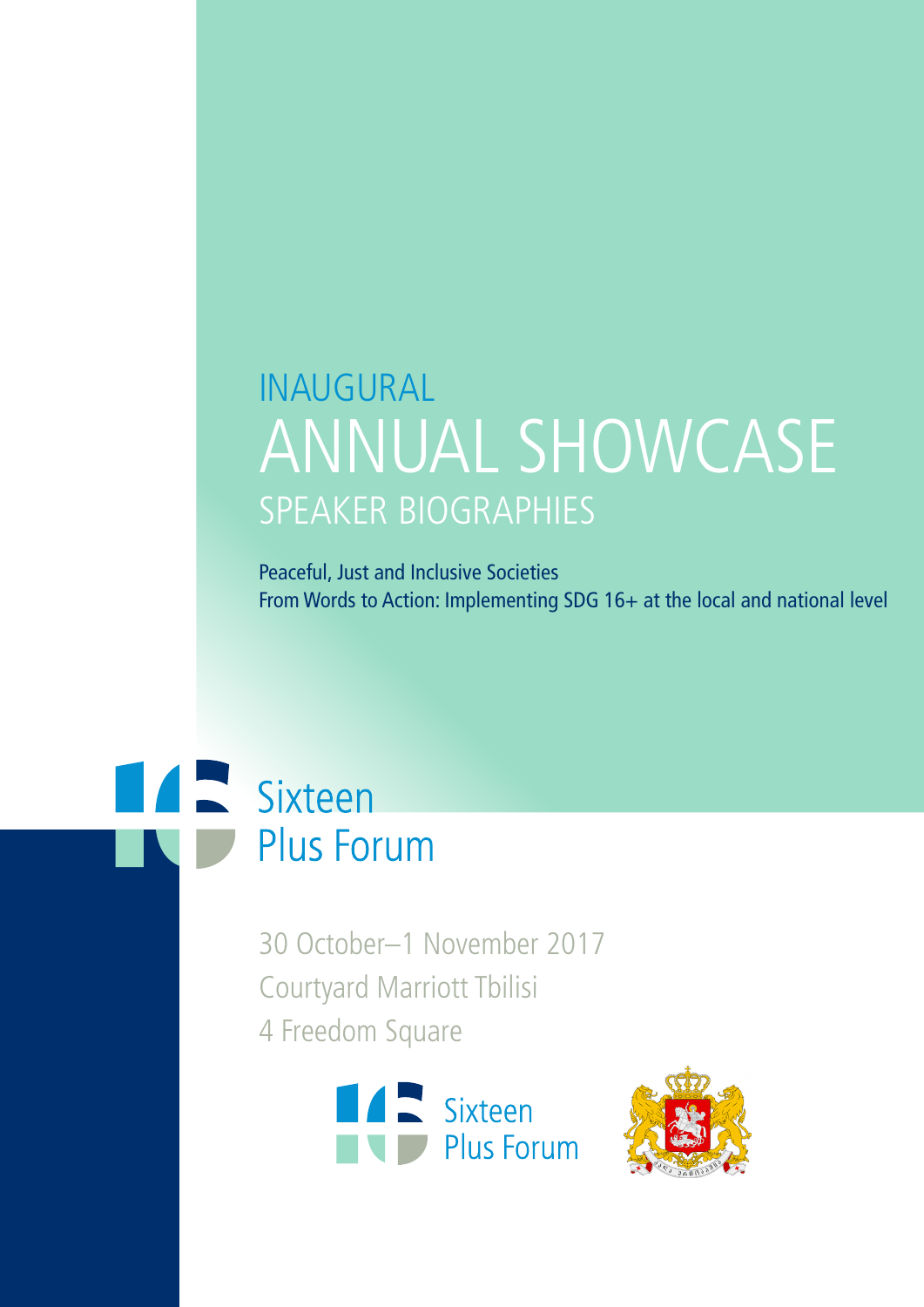# INAUGURAL ANNUAL SHOWCASE

## SPEAKER BIOGRAPHIES

Peaceful, Just and Inclusive Societies
From Words to Action: Implementing SDG 16+ at the local and national level

Sixteen Plus Forum

30 October–1 November 2017
Courtyard Marriott Tbilisi
4 Freedom Square

Sixteen Plus Forum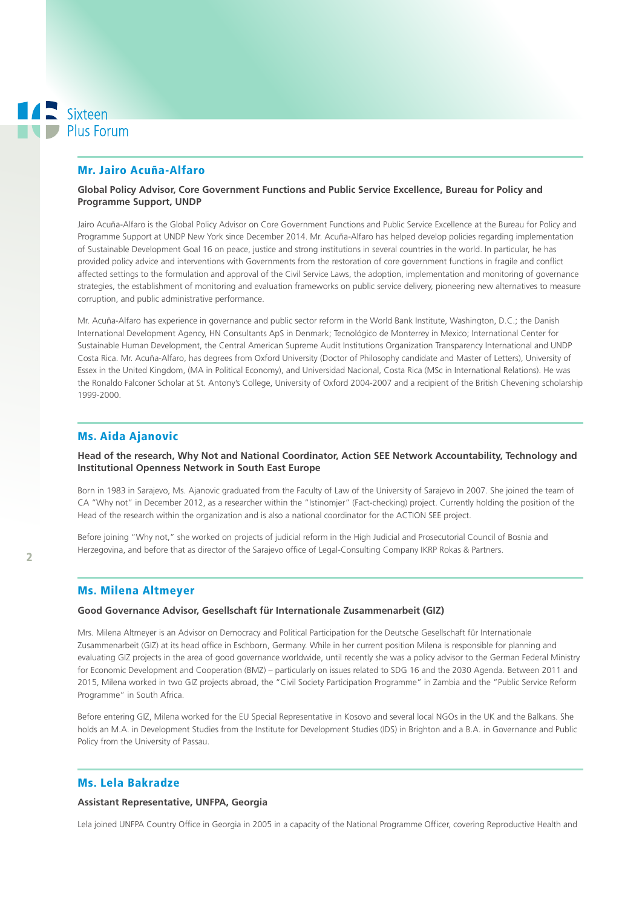## Mr. Jairo Acuña-Alfaro

**Global Policy Advisor, Core Government Functions and Public Service Excellence, Bureau for Policy and Programme Support, UNDP**

Jairo Acuña-Alfaro is the Global Policy Advisor on Core Government Functions and Public Service Excellence at the Bureau for Policy and Programme Support at UNDP New York since December 2014. Mr. Acuña-Alfaro has helped develop policies regarding implementation of Sustainable Development Goal 16 on peace, justice and strong institutions in several countries in the world. In particular, he has provided policy advice and interventions with Governments from the restoration of core government functions in fragile and conflict affected settings to the formulation and approval of the Civil Service Laws, the adoption, implementation and monitoring of governance strategies, the establishment of monitoring and evaluation frameworks on public service delivery, pioneering new alternatives to measure corruption, and public administrative performance.

Mr. Acuña-Alfaro has experience in governance and public sector reform in the World Bank Institute, Washington, D.C.; the Danish International Development Agency, HN Consultants ApS in Denmark; Tecnológico de Monterrey in Mexico; International Center for Sustainable Human Development, the Central American Supreme Audit Institutions Organization Transparency International and UNDP Costa Rica. Mr. Acuña-Alfaro, has degrees from Oxford University (Doctor of Philosophy candidate and Master of Letters), University of Essex in the United Kingdom, (MA in Political Economy), and Universidad Nacional, Costa Rica (MSc in International Relations). He was the Ronaldo Falconer Scholar at St. Antony's College, University of Oxford 2004-2007 and a recipient of the British Chevening scholarship 1999-2000.

## Ms. Aida Ajanovic

**Head of the research, Why Not and National Coordinator, Action SEE Network Accountability, Technology and Institutional Openness Network in South East Europe**

Born in 1983 in Sarajevo, Ms. Ajanovic graduated from the Faculty of Law of the University of Sarajevo in 2007. She joined the team of CA "Why not" in December 2012, as a researcher within the "Istinomjer" (Fact-checking) project. Currently holding the position of the Head of the research within the organization and is also a national coordinator for the ACTION SEE project.

Before joining "Why not," she worked on projects of judicial reform in the High Judicial and Prosecutorial Council of Bosnia and Herzegovina, and before that as director of the Sarajevo office of Legal-Consulting Company IKRP Rokas & Partners.

## Ms. Milena Altmeyer

**Good Governance Advisor, Gesellschaft für Internationale Zusammenarbeit (GIZ)**

Mrs. Milena Altmeyer is an Advisor on Democracy and Political Participation for the Deutsche Gesellschaft für Internationale Zusammenarbeit (GIZ) at its head office in Eschborn, Germany. While in her current position Milena is responsible for planning and evaluating GIZ projects in the area of good governance worldwide, until recently she was a policy advisor to the German Federal Ministry for Economic Development and Cooperation (BMZ) – particularly on issues related to SDG 16 and the 2030 Agenda. Between 2011 and 2015, Milena worked in two GIZ projects abroad, the "Civil Society Participation Programme" in Zambia and the "Public Service Reform Programme" in South Africa.

Before entering GIZ, Milena worked for the EU Special Representative in Kosovo and several local NGOs in the UK and the Balkans. She holds an M.A. in Development Studies from the Institute for Development Studies (IDS) in Brighton and a B.A. in Governance and Public Policy from the University of Passau.

## Ms. Lela Bakradze

**Assistant Representative, UNFPA, Georgia**

Lela joined UNFPA Country Office in Georgia in 2005 in a capacity of the National Programme Officer, covering Reproductive Health and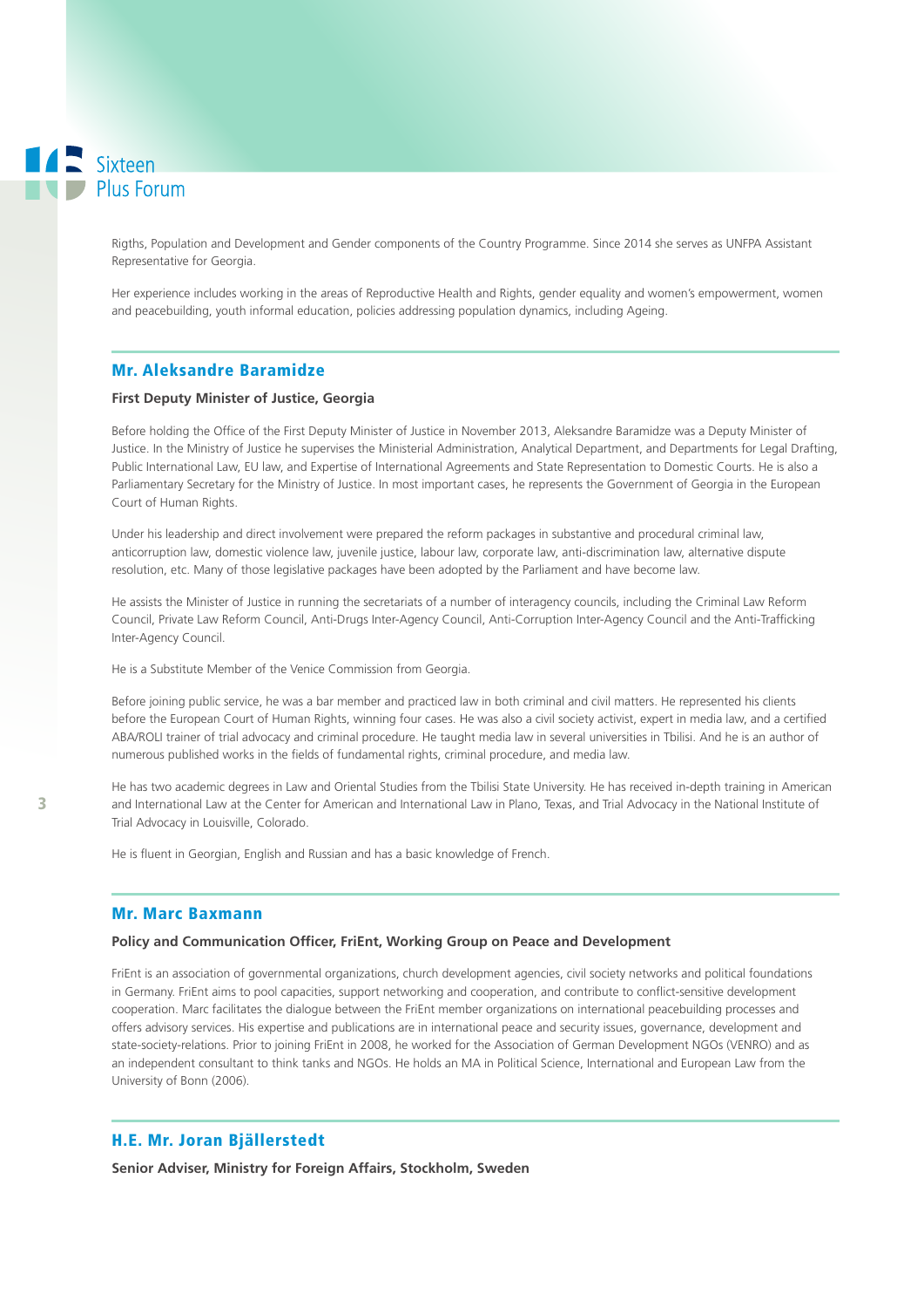Rigths, Population and Development and Gender components of the Country Programme. Since 2014 she serves as UNFPA Assistant Representative for Georgia.

Her experience includes working in the areas of Reproductive Health and Rights, gender equality and women's empowerment, women and peacebuilding, youth informal education, policies addressing population dynamics, including Ageing.

## Mr. Aleksandre Baramidze

**First Deputy Minister of Justice, Georgia**

Before holding the Office of the First Deputy Minister of Justice in November 2013, Aleksandre Baramidze was a Deputy Minister of Justice. In the Ministry of Justice he supervises the Ministerial Administration, Analytical Department, and Departments for Legal Drafting, Public International Law, EU law, and Expertise of International Agreements and State Representation to Domestic Courts. He is also a Parliamentary Secretary for the Ministry of Justice. In most important cases, he represents the Government of Georgia in the European Court of Human Rights.

Under his leadership and direct involvement were prepared the reform packages in substantive and procedural criminal law, anticorruption law, domestic violence law, juvenile justice, labour law, corporate law, anti-discrimination law, alternative dispute resolution, etc. Many of those legislative packages have been adopted by the Parliament and have become law.

He assists the Minister of Justice in running the secretariats of a number of interagency councils, including the Criminal Law Reform Council, Private Law Reform Council, Anti-Drugs Inter-Agency Council, Anti-Corruption Inter-Agency Council and the Anti-Trafficking Inter-Agency Council.

He is a Substitute Member of the Venice Commission from Georgia.

Before joining public service, he was a bar member and practiced law in both criminal and civil matters. He represented his clients before the European Court of Human Rights, winning four cases. He was also a civil society activist, expert in media law, and a certified ABA/ROLI trainer of trial advocacy and criminal procedure. He taught media law in several universities in Tbilisi. And he is an author of numerous published works in the fields of fundamental rights, criminal procedure, and media law.

He has two academic degrees in Law and Oriental Studies from the Tbilisi State University. He has received in-depth training in American and International Law at the Center for American and International Law in Plano, Texas, and Trial Advocacy in the National Institute of Trial Advocacy in Louisville, Colorado.

He is fluent in Georgian, English and Russian and has a basic knowledge of French.

## Mr. Marc Baxmann

**Policy and Communication Officer, FriEnt, Working Group on Peace and Development**

FriEnt is an association of governmental organizations, church development agencies, civil society networks and political foundations in Germany. FriEnt aims to pool capacities, support networking and cooperation, and contribute to conflict-sensitive development cooperation. Marc facilitates the dialogue between the FriEnt member organizations on international peacebuilding processes and offers advisory services. His expertise and publications are in international peace and security issues, governance, development and state-society-relations. Prior to joining FriEnt in 2008, he worked for the Association of German Development NGOs (VENRO) and as an independent consultant to think tanks and NGOs. He holds an MA in Political Science, International and European Law from the University of Bonn (2006).

## H.E. Mr. Joran Bjällerstedt

**Senior Adviser, Ministry for Foreign Affairs, Stockholm, Sweden**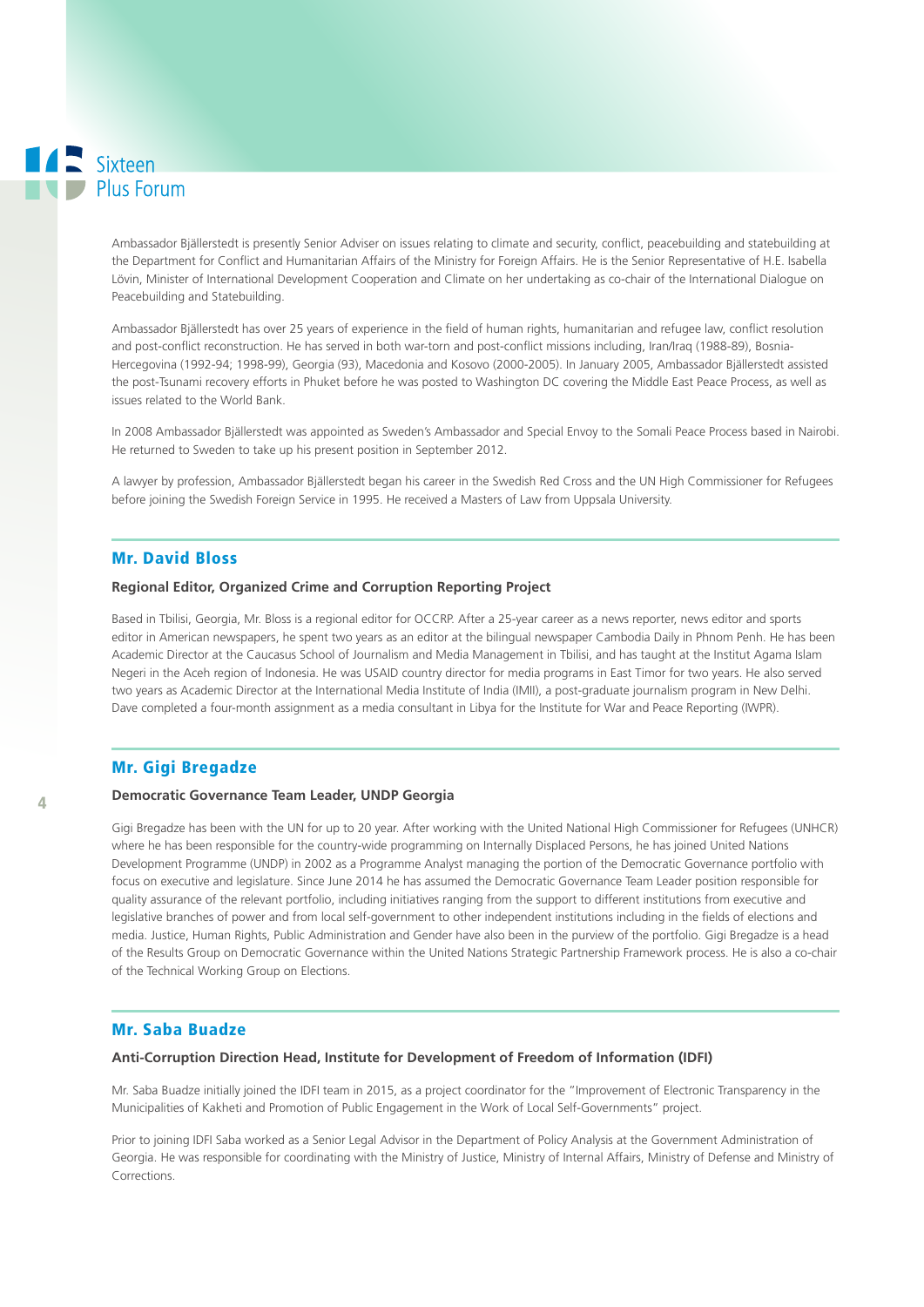Ambassador Bjällerstedt is presently Senior Adviser on issues relating to climate and security, conflict, peacebuilding and statebuilding at the Department for Conflict and Humanitarian Affairs of the Ministry for Foreign Affairs. He is the Senior Representative of H.E. Isabella Lövin, Minister of International Development Cooperation and Climate on her undertaking as co-chair of the International Dialogue on Peacebuilding and Statebuilding.

Ambassador Bjällerstedt has over 25 years of experience in the field of human rights, humanitarian and refugee law, conflict resolution and post-conflict reconstruction. He has served in both war-torn and post-conflict missions including, Iran/Iraq (1988-89), Bosnia-Hercegovina (1992-94; 1998-99), Georgia (93), Macedonia and Kosovo (2000-2005). In January 2005, Ambassador Bjällerstedt assisted the post-Tsunami recovery efforts in Phuket before he was posted to Washington DC covering the Middle East Peace Process, as well as issues related to the World Bank.

In 2008 Ambassador Bjällerstedt was appointed as Sweden's Ambassador and Special Envoy to the Somali Peace Process based in Nairobi. He returned to Sweden to take up his present position in September 2012.

A lawyer by profession, Ambassador Bjällerstedt began his career in the Swedish Red Cross and the UN High Commissioner for Refugees before joining the Swedish Foreign Service in 1995. He received a Masters of Law from Uppsala University.

## Mr. David Bloss

**Regional Editor, Organized Crime and Corruption Reporting Project**

Based in Tbilisi, Georgia, Mr. Bloss is a regional editor for OCCRP. After a 25-year career as a news reporter, news editor and sports editor in American newspapers, he spent two years as an editor at the bilingual newspaper Cambodia Daily in Phnom Penh. He has been Academic Director at the Caucasus School of Journalism and Media Management in Tbilisi, and has taught at the Institut Agama Islam Negeri in the Aceh region of Indonesia. He was USAID country director for media programs in East Timor for two years. He also served two years as Academic Director at the International Media Institute of India (IMII), a post-graduate journalism program in New Delhi. Dave completed a four-month assignment as a media consultant in Libya for the Institute for War and Peace Reporting (IWPR).

## Mr. Gigi Bregadze

**Democratic Governance Team Leader, UNDP Georgia**

Gigi Bregadze has been with the UN for up to 20 year. After working with the United National High Commissioner for Refugees (UNHCR) where he has been responsible for the country-wide programming on Internally Displaced Persons, he has joined United Nations Development Programme (UNDP) in 2002 as a Programme Analyst managing the portion of the Democratic Governance portfolio with focus on executive and legislature. Since June 2014 he has assumed the Democratic Governance Team Leader position responsible for quality assurance of the relevant portfolio, including initiatives ranging from the support to different institutions from executive and legislative branches of power and from local self-government to other independent institutions including in the fields of elections and media. Justice, Human Rights, Public Administration and Gender have also been in the purview of the portfolio. Gigi Bregadze is a head of the Results Group on Democratic Governance within the United Nations Strategic Partnership Framework process. He is also a co-chair of the Technical Working Group on Elections.

## Mr. Saba Buadze

**Anti-Corruption Direction Head, Institute for Development of Freedom of Information (IDFI)**

Mr. Saba Buadze initially joined the IDFI team in 2015, as a project coordinator for the "Improvement of Electronic Transparency in the Municipalities of Kakheti and Promotion of Public Engagement in the Work of Local Self-Governments" project.

Prior to joining IDFI Saba worked as a Senior Legal Advisor in the Department of Policy Analysis at the Government Administration of Georgia. He was responsible for coordinating with the Ministry of Justice, Ministry of Internal Affairs, Ministry of Defense and Ministry of Corrections.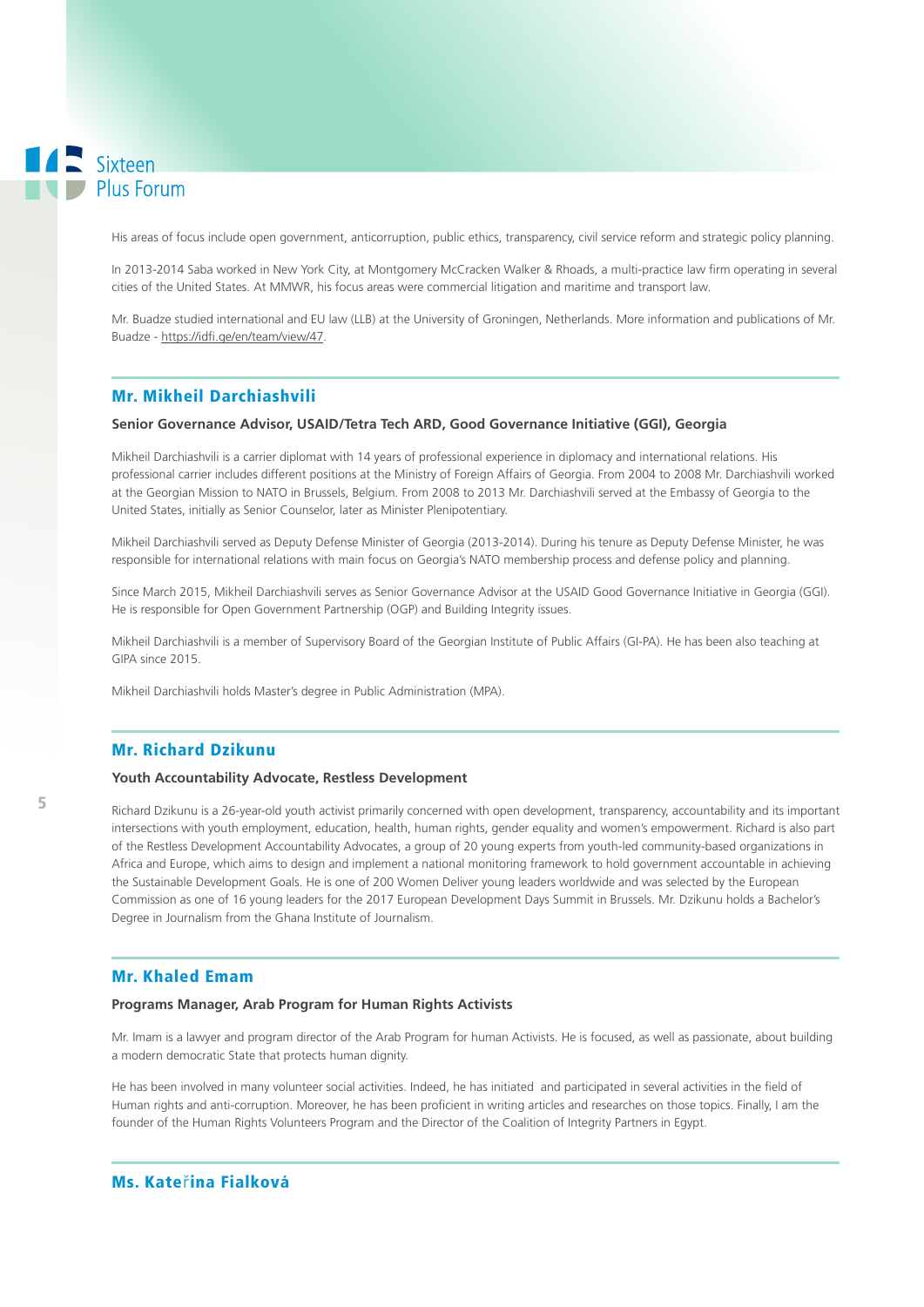His areas of focus include open government, anticorruption, public ethics, transparency, civil service reform and strategic policy planning.

In 2013-2014 Saba worked in New York City, at Montgomery McCracken Walker & Rhoads, a multi-practice law firm operating in several cities of the United States. At MMWR, his focus areas were commercial litigation and maritime and transport law.

Mr. Buadze studied international and EU law (LLB) at the University of Groningen, Netherlands. More information and publications of Mr. Buadze - https://idfi.ge/en/team/view/47.

## Mr. Mikheil Darchiashvili

**Senior Governance Advisor, USAID/Tetra Tech ARD, Good Governance Initiative (GGI), Georgia**

Mikheil Darchiashvili is a carrier diplomat with 14 years of professional experience in diplomacy and international relations. His professional carrier includes different positions at the Ministry of Foreign Affairs of Georgia. From 2004 to 2008 Mr. Darchiashvili worked at the Georgian Mission to NATO in Brussels, Belgium. From 2008 to 2013 Mr. Darchiashvili served at the Embassy of Georgia to the United States, initially as Senior Counselor, later as Minister Plenipotentiary.

Mikheil Darchiashvili served as Deputy Defense Minister of Georgia (2013-2014). During his tenure as Deputy Defense Minister, he was responsible for international relations with main focus on Georgia's NATO membership process and defense policy and planning.

Since March 2015, Mikheil Darchiashvili serves as Senior Governance Advisor at the USAID Good Governance Initiative in Georgia (GGI). He is responsible for Open Government Partnership (OGP) and Building Integrity issues.

Mikheil Darchiashvili is a member of Supervisory Board of the Georgian Institute of Public Affairs (GI-PA). He has been also teaching at GIPA since 2015.

Mikheil Darchiashvili holds Master's degree in Public Administration (MPA).

## Mr. Richard Dzikunu

**Youth Accountability Advocate, Restless Development**

Richard Dzikunu is a 26-year-old youth activist primarily concerned with open development, transparency, accountability and its important intersections with youth employment, education, health, human rights, gender equality and women's empowerment. Richard is also part of the Restless Development Accountability Advocates, a group of 20 young experts from youth-led community-based organizations in Africa and Europe, which aims to design and implement a national monitoring framework to hold government accountable in achieving the Sustainable Development Goals. He is one of 200 Women Deliver young leaders worldwide and was selected by the European Commission as one of 16 young leaders for the 2017 European Development Days Summit in Brussels. Mr. Dzikunu holds a Bachelor's Degree in Journalism from the Ghana Institute of Journalism.

## Mr. Khaled Emam

**Programs Manager, Arab Program for Human Rights Activists**

Mr. Imam is a lawyer and program director of the Arab Program for human Activists. He is focused, as well as passionate, about building a modern democratic State that protects human dignity.

He has been involved in many volunteer social activities. Indeed, he has initiated and participated in several activities in the field of Human rights and anti-corruption. Moreover, he has been proficient in writing articles and researches on those topics. Finally, I am the founder of the Human Rights Volunteers Program and the Director of the Coalition of Integrity Partners in Egypt.

## Ms. Kateřina Fialková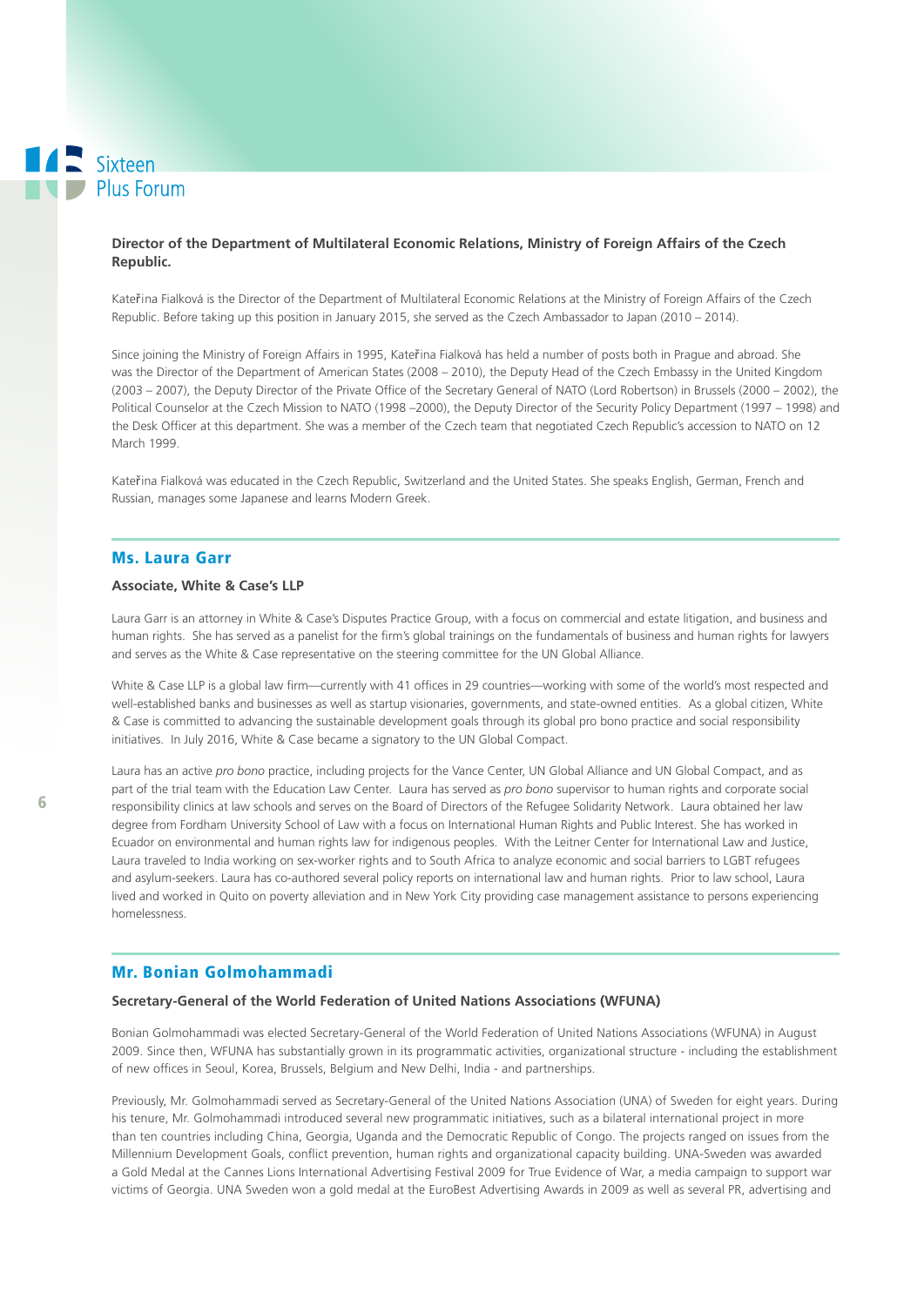**Director of the Department of Multilateral Economic Relations, Ministry of Foreign Affairs of the Czech Republic.**

Kateřina Fialková is the Director of the Department of Multilateral Economic Relations at the Ministry of Foreign Affairs of the Czech Republic. Before taking up this position in January 2015, she served as the Czech Ambassador to Japan (2010 – 2014).

Since joining the Ministry of Foreign Affairs in 1995, Kateřina Fialková has held a number of posts both in Prague and abroad. She was the Director of the Department of American States (2008 – 2010), the Deputy Head of the Czech Embassy in the United Kingdom (2003 – 2007), the Deputy Director of the Private Office of the Secretary General of NATO (Lord Robertson) in Brussels (2000 – 2002), the Political Counselor at the Czech Mission to NATO (1998 –2000), the Deputy Director of the Security Policy Department (1997 – 1998) and the Desk Officer at this department. She was a member of the Czech team that negotiated Czech Republic's accession to NATO on 12 March 1999.

Kateřina Fialková was educated in the Czech Republic, Switzerland and the United States. She speaks English, German, French and Russian, manages some Japanese and learns Modern Greek.

## Ms. Laura Garr

**Associate, White & Case's LLP**

Laura Garr is an attorney in White & Case's Disputes Practice Group, with a focus on commercial and estate litigation, and business and human rights. She has served as a panelist for the firm's global trainings on the fundamentals of business and human rights for lawyers and serves as the White & Case representative on the steering committee for the UN Global Alliance.

White & Case LLP is a global law firm—currently with 41 offices in 29 countries—working with some of the world's most respected and well-established banks and businesses as well as startup visionaries, governments, and state-owned entities. As a global citizen, White & Case is committed to advancing the sustainable development goals through its global pro bono practice and social responsibility initiatives. In July 2016, White & Case became a signatory to the UN Global Compact.

Laura has an active *pro bono* practice, including projects for the Vance Center, UN Global Alliance and UN Global Compact, and as part of the trial team with the Education Law Center. Laura has served as *pro bono* supervisor to human rights and corporate social responsibility clinics at law schools and serves on the Board of Directors of the Refugee Solidarity Network. Laura obtained her law degree from Fordham University School of Law with a focus on International Human Rights and Public Interest. She has worked in Ecuador on environmental and human rights law for indigenous peoples. With the Leitner Center for International Law and Justice, Laura traveled to India working on sex-worker rights and to South Africa to analyze economic and social barriers to LGBT refugees and asylum-seekers. Laura has co-authored several policy reports on international law and human rights. Prior to law school, Laura lived and worked in Quito on poverty alleviation and in New York City providing case management assistance to persons experiencing homelessness.

## Mr. Bonian Golmohammadi

**Secretary-General of the World Federation of United Nations Associations (WFUNA)**

Bonian Golmohammadi was elected Secretary-General of the World Federation of United Nations Associations (WFUNA) in August 2009. Since then, WFUNA has substantially grown in its programmatic activities, organizational structure - including the establishment of new offices in Seoul, Korea, Brussels, Belgium and New Delhi, India - and partnerships.

Previously, Mr. Golmohammadi served as Secretary-General of the United Nations Association (UNA) of Sweden for eight years. During his tenure, Mr. Golmohammadi introduced several new programmatic initiatives, such as a bilateral international project in more than ten countries including China, Georgia, Uganda and the Democratic Republic of Congo. The projects ranged on issues from the Millennium Development Goals, conflict prevention, human rights and organizational capacity building. UNA-Sweden was awarded a Gold Medal at the Cannes Lions International Advertising Festival 2009 for True Evidence of War, a media campaign to support war victims of Georgia. UNA Sweden won a gold medal at the EuroBest Advertising Awards in 2009 as well as several PR, advertising and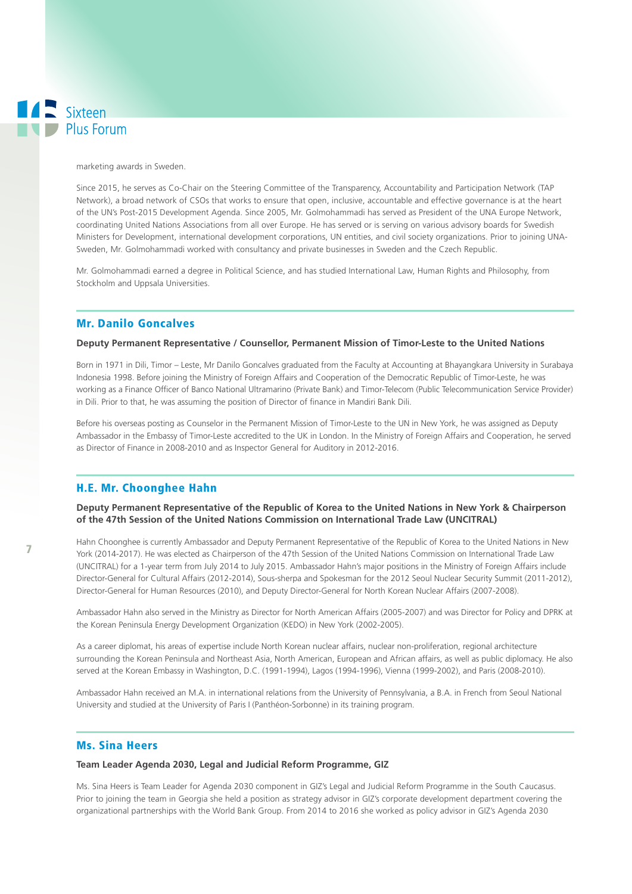marketing awards in Sweden.

Since 2015, he serves as Co-Chair on the Steering Committee of the Transparency, Accountability and Participation Network (TAP Network), a broad network of CSOs that works to ensure that open, inclusive, accountable and effective governance is at the heart of the UN's Post-2015 Development Agenda. Since 2005, Mr. Golmohammadi has served as President of the UNA Europe Network, coordinating United Nations Associations from all over Europe. He has served or is serving on various advisory boards for Swedish Ministers for Development, international development corporations, UN entities, and civil society organizations. Prior to joining UNA-Sweden, Mr. Golmohammadi worked with consultancy and private businesses in Sweden and the Czech Republic.

Mr. Golmohammadi earned a degree in Political Science, and has studied International Law, Human Rights and Philosophy, from Stockholm and Uppsala Universities.

## Mr. Danilo Goncalves

**Deputy Permanent Representative / Counsellor, Permanent Mission of Timor-Leste to the United Nations**

Born in 1971 in Dili, Timor – Leste, Mr Danilo Goncalves graduated from the Faculty at Accounting at Bhayangkara University in Surabaya Indonesia 1998. Before joining the Ministry of Foreign Affairs and Cooperation of the Democratic Republic of Timor-Leste, he was working as a Finance Officer of Banco National Ultramarino (Private Bank) and Timor-Telecom (Public Telecommunication Service Provider) in Dili. Prior to that, he was assuming the position of Director of finance in Mandiri Bank Dili.

Before his overseas posting as Counselor in the Permanent Mission of Timor-Leste to the UN in New York, he was assigned as Deputy Ambassador in the Embassy of Timor-Leste accredited to the UK in London. In the Ministry of Foreign Affairs and Cooperation, he served as Director of Finance in 2008-2010 and as Inspector General for Auditory in 2012-2016.

## H.E. Mr. Choonghee Hahn

**Deputy Permanent Representative of the Republic of Korea to the United Nations in New York & Chairperson of the 47th Session of the United Nations Commission on International Trade Law (UNCITRAL)**

Hahn Choonghee is currently Ambassador and Deputy Permanent Representative of the Republic of Korea to the United Nations in New York (2014-2017). He was elected as Chairperson of the 47th Session of the United Nations Commission on International Trade Law (UNCITRAL) for a 1-year term from July 2014 to July 2015. Ambassador Hahn's major positions in the Ministry of Foreign Affairs include Director-General for Cultural Affairs (2012-2014), Sous-sherpa and Spokesman for the 2012 Seoul Nuclear Security Summit (2011-2012), Director-General for Human Resources (2010), and Deputy Director-General for North Korean Nuclear Affairs (2007-2008).

Ambassador Hahn also served in the Ministry as Director for North American Affairs (2005-2007) and was Director for Policy and DPRK at the Korean Peninsula Energy Development Organization (KEDO) in New York (2002-2005).

As a career diplomat, his areas of expertise include North Korean nuclear affairs, nuclear non-proliferation, regional architecture surrounding the Korean Peninsula and Northeast Asia, North American, European and African affairs, as well as public diplomacy. He also served at the Korean Embassy in Washington, D.C. (1991-1994), Lagos (1994-1996), Vienna (1999-2002), and Paris (2008-2010).

Ambassador Hahn received an M.A. in international relations from the University of Pennsylvania, a B.A. in French from Seoul National University and studied at the University of Paris I (Panthéon-Sorbonne) in its training program.

## Ms. Sina Heers

**Team Leader Agenda 2030, Legal and Judicial Reform Programme, GIZ**

Ms. Sina Heers is Team Leader for Agenda 2030 component in GIZ's Legal and Judicial Reform Programme in the South Caucasus. Prior to joining the team in Georgia she held a position as strategy advisor in GIZ's corporate development department covering the organizational partnerships with the World Bank Group. From 2014 to 2016 she worked as policy advisor in GIZ's Agenda 2030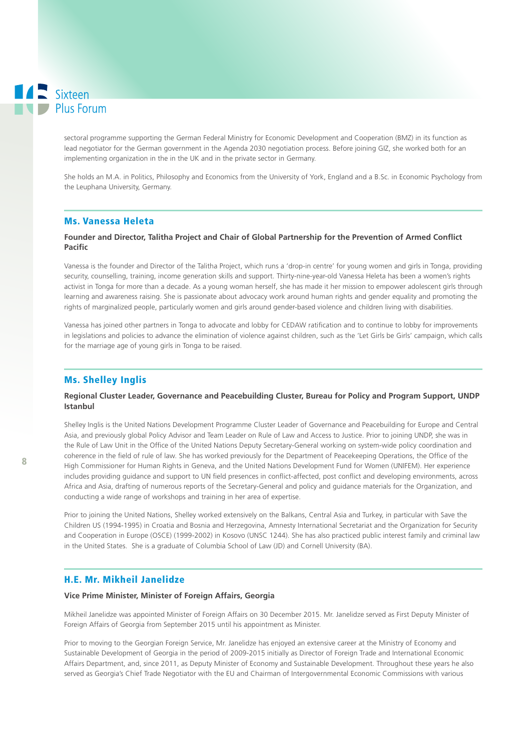sectoral programme supporting the German Federal Ministry for Economic Development and Cooperation (BMZ) in its function as lead negotiator for the German government in the Agenda 2030 negotiation process. Before joining GIZ, she worked both for an implementing organization in the in the UK and in the private sector in Germany.

She holds an M.A. in Politics, Philosophy and Economics from the University of York, England and a B.Sc. in Economic Psychology from the Leuphana University, Germany.

## Ms. Vanessa Heleta

**Founder and Director, Talitha Project and Chair of Global Partnership for the Prevention of Armed Conflict Pacific**

Vanessa is the founder and Director of the Talitha Project, which runs a 'drop-in centre' for young women and girls in Tonga, providing security, counselling, training, income generation skills and support. Thirty-nine-year-old Vanessa Heleta has been a women's rights activist in Tonga for more than a decade. As a young woman herself, she has made it her mission to empower adolescent girls through learning and awareness raising. She is passionate about advocacy work around human rights and gender equality and promoting the rights of marginalized people, particularly women and girls around gender-based violence and children living with disabilities.

Vanessa has joined other partners in Tonga to advocate and lobby for CEDAW ratification and to continue to lobby for improvements in legislations and policies to advance the elimination of violence against children, such as the 'Let Girls be Girls' campaign, which calls for the marriage age of young girls in Tonga to be raised.

## Ms. Shelley Inglis

**Regional Cluster Leader, Governance and Peacebuilding Cluster, Bureau for Policy and Program Support, UNDP Istanbul**

Shelley Inglis is the United Nations Development Programme Cluster Leader of Governance and Peacebuilding for Europe and Central Asia, and previously global Policy Advisor and Team Leader on Rule of Law and Access to Justice. Prior to joining UNDP, she was in the Rule of Law Unit in the Office of the United Nations Deputy Secretary-General working on system-wide policy coordination and coherence in the field of rule of law. She has worked previously for the Department of Peacekeeping Operations, the Office of the High Commissioner for Human Rights in Geneva, and the United Nations Development Fund for Women (UNIFEM). Her experience includes providing guidance and support to UN field presences in conflict-affected, post conflict and developing environments, across Africa and Asia, drafting of numerous reports of the Secretary-General and policy and guidance materials for the Organization, and conducting a wide range of workshops and training in her area of expertise.

Prior to joining the United Nations, Shelley worked extensively on the Balkans, Central Asia and Turkey, in particular with Save the Children US (1994-1995) in Croatia and Bosnia and Herzegovina, Amnesty International Secretariat and the Organization for Security and Cooperation in Europe (OSCE) (1999-2002) in Kosovo (UNSC 1244). She has also practiced public interest family and criminal law in the United States. She is a graduate of Columbia School of Law (JD) and Cornell University (BA).

## H.E. Mr. Mikheil Janelidze

**Vice Prime Minister, Minister of Foreign Affairs, Georgia**

Mikheil Janelidze was appointed Minister of Foreign Affairs on 30 December 2015. Mr. Janelidze served as First Deputy Minister of Foreign Affairs of Georgia from September 2015 until his appointment as Minister.

Prior to moving to the Georgian Foreign Service, Mr. Janelidze has enjoyed an extensive career at the Ministry of Economy and Sustainable Development of Georgia in the period of 2009-2015 initially as Director of Foreign Trade and International Economic Affairs Department, and, since 2011, as Deputy Minister of Economy and Sustainable Development. Throughout these years he also served as Georgia's Chief Trade Negotiator with the EU and Chairman of Intergovernmental Economic Commissions with various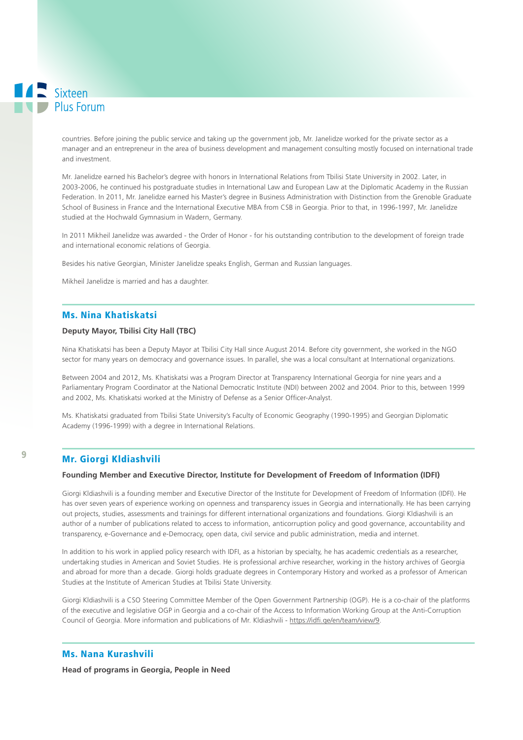countries. Before joining the public service and taking up the government job, Mr. Janelidze worked for the private sector as a manager and an entrepreneur in the area of business development and management consulting mostly focused on international trade and investment.

Mr. Janelidze earned his Bachelor's degree with honors in International Relations from Tbilisi State University in 2002. Later, in 2003-2006, he continued his postgraduate studies in International Law and European Law at the Diplomatic Academy in the Russian Federation. In 2011, Mr. Janelidze earned his Master's degree in Business Administration with Distinction from the Grenoble Graduate School of Business in France and the International Executive MBA from CSB in Georgia. Prior to that, in 1996-1997, Mr. Janelidze studied at the Hochwald Gymnasium in Wadern, Germany.

In 2011 Mikheil Janelidze was awarded - the Order of Honor - for his outstanding contribution to the development of foreign trade and international economic relations of Georgia.

Besides his native Georgian, Minister Janelidze speaks English, German and Russian languages.

Mikheil Janelidze is married and has a daughter.

## Ms. Nina Khatiskatsi

**Deputy Mayor, Tbilisi City Hall (TBC)**

Nina Khatiskatsi has been a Deputy Mayor at Tbilisi City Hall since August 2014. Before city government, she worked in the NGO sector for many years on democracy and governance issues. In parallel, she was a local consultant at International organizations.

Between 2004 and 2012, Ms. Khatiskatsi was a Program Director at Transparency International Georgia for nine years and a Parliamentary Program Coordinator at the National Democratic Institute (NDI) between 2002 and 2004. Prior to this, between 1999 and 2002, Ms. Khatiskatsi worked at the Ministry of Defense as a Senior Officer-Analyst.

Ms. Khatiskatsi graduated from Tbilisi State University's Faculty of Economic Geography (1990-1995) and Georgian Diplomatic Academy (1996-1999) with a degree in International Relations.

## Mr. Giorgi Kldiashvili

**Founding Member and Executive Director, Institute for Development of Freedom of Information (IDFI)**

Giorgi Kldiashvili is a founding member and Executive Director of the Institute for Development of Freedom of Information (IDFI). He has over seven years of experience working on openness and transparency issues in Georgia and internationally. He has been carrying out projects, studies, assessments and trainings for different international organizations and foundations. Giorgi Kldiashvili is an author of a number of publications related to access to information, anticorruption policy and good governance, accountability and transparency, e-Governance and e-Democracy, open data, civil service and public administration, media and internet.

In addition to his work in applied policy research with IDFI, as a historian by specialty, he has academic credentials as a researcher, undertaking studies in American and Soviet Studies. He is professional archive researcher, working in the history archives of Georgia and abroad for more than a decade. Giorgi holds graduate degrees in Contemporary History and worked as a professor of American Studies at the Institute of American Studies at Tbilisi State University.

Giorgi Kldiashvili is a CSO Steering Committee Member of the Open Government Partnership (OGP). He is a co-chair of the platforms of the executive and legislative OGP in Georgia and a co-chair of the Access to Information Working Group at the Anti-Corruption Council of Georgia. More information and publications of Mr. Kldiashvili - https://idfi.ge/en/team/view/9.

## Ms. Nana Kurashvili

**Head of programs in Georgia, People in Need**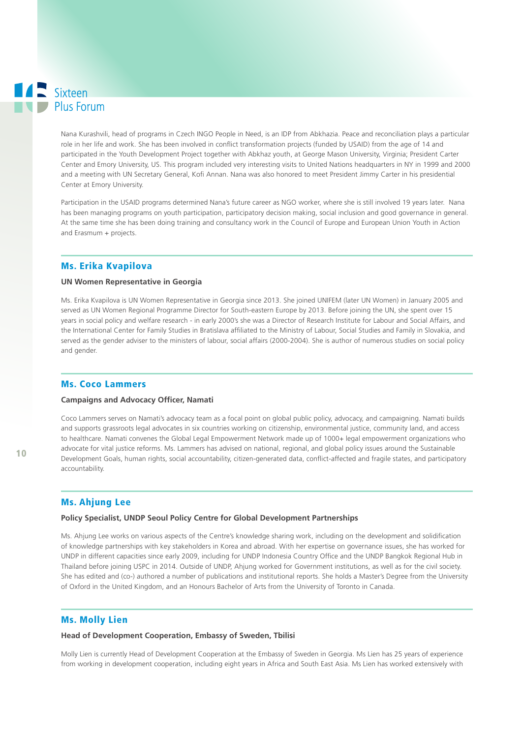Nana Kurashvili, head of programs in Czech INGO People in Need, is an IDP from Abkhazia. Peace and reconciliation plays a particular role in her life and work. She has been involved in conflict transformation projects (funded by USAID) from the age of 14 and participated in the Youth Development Project together with Abkhaz youth, at George Mason University, Virginia; President Carter Center and Emory University, US. This program included very interesting visits to United Nations headquarters in NY in 1999 and 2000 and a meeting with UN Secretary General, Kofi Annan. Nana was also honored to meet President Jimmy Carter in his presidential Center at Emory University.

Participation in the USAID programs determined Nana's future career as NGO worker, where she is still involved 19 years later. Nana has been managing programs on youth participation, participatory decision making, social inclusion and good governance in general. At the same time she has been doing training and consultancy work in the Council of Europe and European Union Youth in Action and Erasmum + projects.

## Ms. Erika Kvapilova

**UN Women Representative in Georgia**

Ms. Erika Kvapilova is UN Women Representative in Georgia since 2013. She joined UNIFEM (later UN Women) in January 2005 and served as UN Women Regional Programme Director for South-eastern Europe by 2013. Before joining the UN, she spent over 15 years in social policy and welfare research - in early 2000's she was a Director of Research Institute for Labour and Social Affairs, and the International Center for Family Studies in Bratislava affiliated to the Ministry of Labour, Social Studies and Family in Slovakia, and served as the gender adviser to the ministers of labour, social affairs (2000-2004). She is author of numerous studies on social policy and gender.

## Ms. Coco Lammers

**Campaigns and Advocacy Officer, Namati**

Coco Lammers serves on Namati's advocacy team as a focal point on global public policy, advocacy, and campaigning. Namati builds and supports grassroots legal advocates in six countries working on citizenship, environmental justice, community land, and access to healthcare. Namati convenes the Global Legal Empowerment Network made up of 1000+ legal empowerment organizations who advocate for vital justice reforms. Ms. Lammers has advised on national, regional, and global policy issues around the Sustainable Development Goals, human rights, social accountability, citizen-generated data, conflict-affected and fragile states, and participatory accountability.

## Ms. Ahjung Lee

**Policy Specialist, UNDP Seoul Policy Centre for Global Development Partnerships**

Ms. Ahjung Lee works on various aspects of the Centre's knowledge sharing work, including on the development and solidification of knowledge partnerships with key stakeholders in Korea and abroad. With her expertise on governance issues, she has worked for UNDP in different capacities since early 2009, including for UNDP Indonesia Country Office and the UNDP Bangkok Regional Hub in Thailand before joining USPC in 2014. Outside of UNDP, Ahjung worked for Government institutions, as well as for the civil society. She has edited and (co-) authored a number of publications and institutional reports. She holds a Master's Degree from the University of Oxford in the United Kingdom, and an Honours Bachelor of Arts from the University of Toronto in Canada.

## Ms. Molly Lien

**Head of Development Cooperation, Embassy of Sweden, Tbilisi**

Molly Lien is currently Head of Development Cooperation at the Embassy of Sweden in Georgia. Ms Lien has 25 years of experience from working in development cooperation, including eight years in Africa and South East Asia. Ms Lien has worked extensively with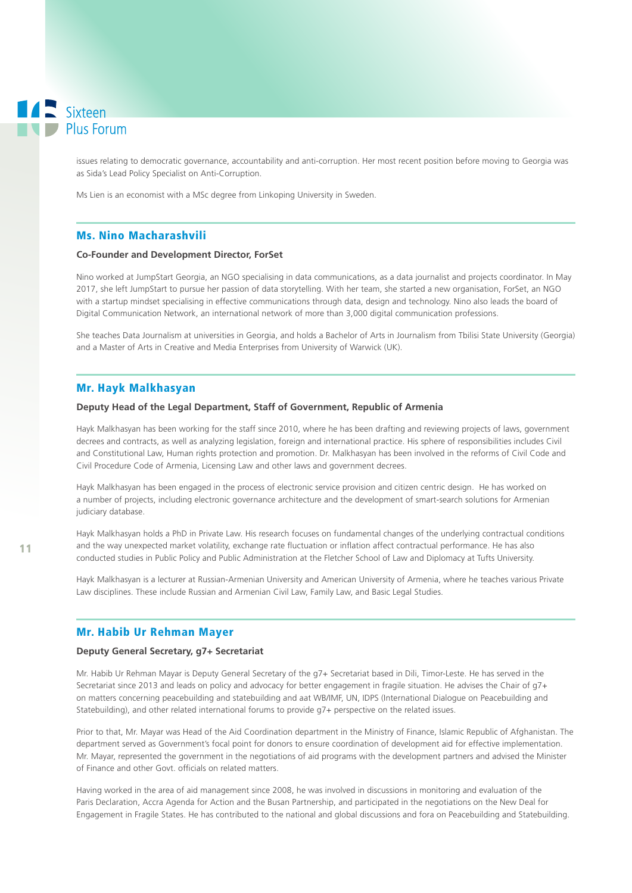issues relating to democratic governance, accountability and anti-corruption. Her most recent position before moving to Georgia was as Sida's Lead Policy Specialist on Anti-Corruption.

Ms Lien is an economist with a MSc degree from Linkoping University in Sweden.

## Ms. Nino Macharashvili

**Co-Founder and Development Director, ForSet**

Nino worked at JumpStart Georgia, an NGO specialising in data communications, as a data journalist and projects coordinator. In May 2017, she left JumpStart to pursue her passion of data storytelling. With her team, she started a new organisation, ForSet, an NGO with a startup mindset specialising in effective communications through data, design and technology. Nino also leads the board of Digital Communication Network, an international network of more than 3,000 digital communication professions.

She teaches Data Journalism at universities in Georgia, and holds a Bachelor of Arts in Journalism from Tbilisi State University (Georgia) and a Master of Arts in Creative and Media Enterprises from University of Warwick (UK).

## Mr. Hayk Malkhasyan

**Deputy Head of the Legal Department, Staff of Government, Republic of Armenia**

Hayk Malkhasyan has been working for the staff since 2010, where he has been drafting and reviewing projects of laws, government decrees and contracts, as well as analyzing legislation, foreign and international practice. His sphere of responsibilities includes Civil and Constitutional Law, Human rights protection and promotion. Dr. Malkhasyan has been involved in the reforms of Civil Code and Civil Procedure Code of Armenia, Licensing Law and other laws and government decrees.

Hayk Malkhasyan has been engaged in the process of electronic service provision and citizen centric design. He has worked on a number of projects, including electronic governance architecture and the development of smart-search solutions for Armenian judiciary database.

Hayk Malkhasyan holds a PhD in Private Law. His research focuses on fundamental changes of the underlying contractual conditions and the way unexpected market volatility, exchange rate fluctuation or inflation affect contractual performance. He has also conducted studies in Public Policy and Public Administration at the Fletcher School of Law and Diplomacy at Tufts University.

Hayk Malkhasyan is a lecturer at Russian-Armenian University and American University of Armenia, where he teaches various Private Law disciplines. These include Russian and Armenian Civil Law, Family Law, and Basic Legal Studies.

## Mr. Habib Ur Rehman Mayer

**Deputy General Secretary, g7+ Secretariat**

Mr. Habib Ur Rehman Mayar is Deputy General Secretary of the g7+ Secretariat based in Dili, Timor-Leste. He has served in the Secretariat since 2013 and leads on policy and advocacy for better engagement in fragile situation. He advises the Chair of g7+ on matters concerning peacebuilding and statebuilding and aat WB/IMF, UN, IDPS (International Dialogue on Peacebuilding and Statebuilding), and other related international forums to provide g7+ perspective on the related issues.

Prior to that, Mr. Mayar was Head of the Aid Coordination department in the Ministry of Finance, Islamic Republic of Afghanistan. The department served as Government's focal point for donors to ensure coordination of development aid for effective implementation. Mr. Mayar, represented the government in the negotiations of aid programs with the development partners and advised the Minister of Finance and other Govt. officials on related matters.

Having worked in the area of aid management since 2008, he was involved in discussions in monitoring and evaluation of the Paris Declaration, Accra Agenda for Action and the Busan Partnership, and participated in the negotiations on the New Deal for Engagement in Fragile States. He has contributed to the national and global discussions and fora on Peacebuilding and Statebuilding.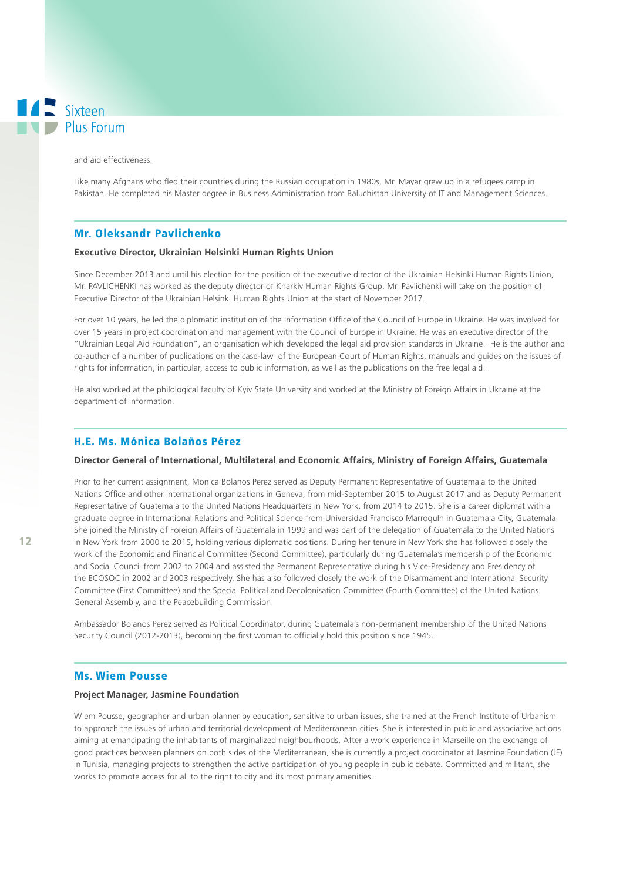and aid effectiveness.

Like many Afghans who fled their countries during the Russian occupation in 1980s, Mr. Mayar grew up in a refugees camp in Pakistan. He completed his Master degree in Business Administration from Baluchistan University of IT and Management Sciences.

## Mr. Oleksandr Pavlichenko

**Executive Director, Ukrainian Helsinki Human Rights Union**

Since December 2013 and until his election for the position of the executive director of the Ukrainian Helsinki Human Rights Union, Mr. PAVLICHENKI has worked as the deputy director of Kharkiv Human Rights Group. Mr. Pavlichenki will take on the position of Executive Director of the Ukrainian Helsinki Human Rights Union at the start of November 2017.

For over 10 years, he led the diplomatic institution of the Information Office of the Council of Europe in Ukraine. He was involved for over 15 years in project coordination and management with the Council of Europe in Ukraine. He was an executive director of the "Ukrainian Legal Aid Foundation", an organisation which developed the legal aid provision standards in Ukraine. He is the author and co-author of a number of publications on the case-law of the European Court of Human Rights, manuals and guides on the issues of rights for information, in particular, access to public information, as well as the publications on the free legal aid.

He also worked at the philological faculty of Kyiv State University and worked at the Ministry of Foreign Affairs in Ukraine at the department of information.

## H.E. Ms. Mónica Bolaños Pérez

**Director General of International, Multilateral and Economic Affairs, Ministry of Foreign Affairs, Guatemala**

Prior to her current assignment, Monica Bolanos Perez served as Deputy Permanent Representative of Guatemala to the United Nations Office and other international organizations in Geneva, from mid-September 2015 to August 2017 and as Deputy Permanent Representative of Guatemala to the United Nations Headquarters in New York, from 2014 to 2015. She is a career diplomat with a graduate degree in International Relations and Political Science from Universidad Francisco Marroquln in Guatemala City, Guatemala. She joined the Ministry of Foreign Affairs of Guatemala in 1999 and was part of the delegation of Guatemala to the United Nations in New York from 2000 to 2015, holding various diplomatic positions. During her tenure in New York she has followed closely the work of the Economic and Financial Committee (Second Committee), particularly during Guatemala's membership of the Economic and Social Council from 2002 to 2004 and assisted the Permanent Representative during his Vice-Presidency and Presidency of the ECOSOC in 2002 and 2003 respectively. She has also followed closely the work of the Disarmament and International Security Committee (First Committee) and the Special Political and Decolonisation Committee (Fourth Committee) of the United Nations General Assembly, and the Peacebuilding Commission.

Ambassador Bolanos Perez served as Political Coordinator, during Guatemala's non-permanent membership of the United Nations Security Council (2012-2013), becoming the first woman to officially hold this position since 1945.

## Ms. Wiem Pousse

**Project Manager, Jasmine Foundation**

Wiem Pousse, geographer and urban planner by education, sensitive to urban issues, she trained at the French Institute of Urbanism to approach the issues of urban and territorial development of Mediterranean cities. She is interested in public and associative actions aiming at emancipating the inhabitants of marginalized neighbourhoods. After a work experience in Marseille on the exchange of good practices between planners on both sides of the Mediterranean, she is currently a project coordinator at Jasmine Foundation (JF) in Tunisia, managing projects to strengthen the active participation of young people in public debate. Committed and militant, she works to promote access for all to the right to city and its most primary amenities.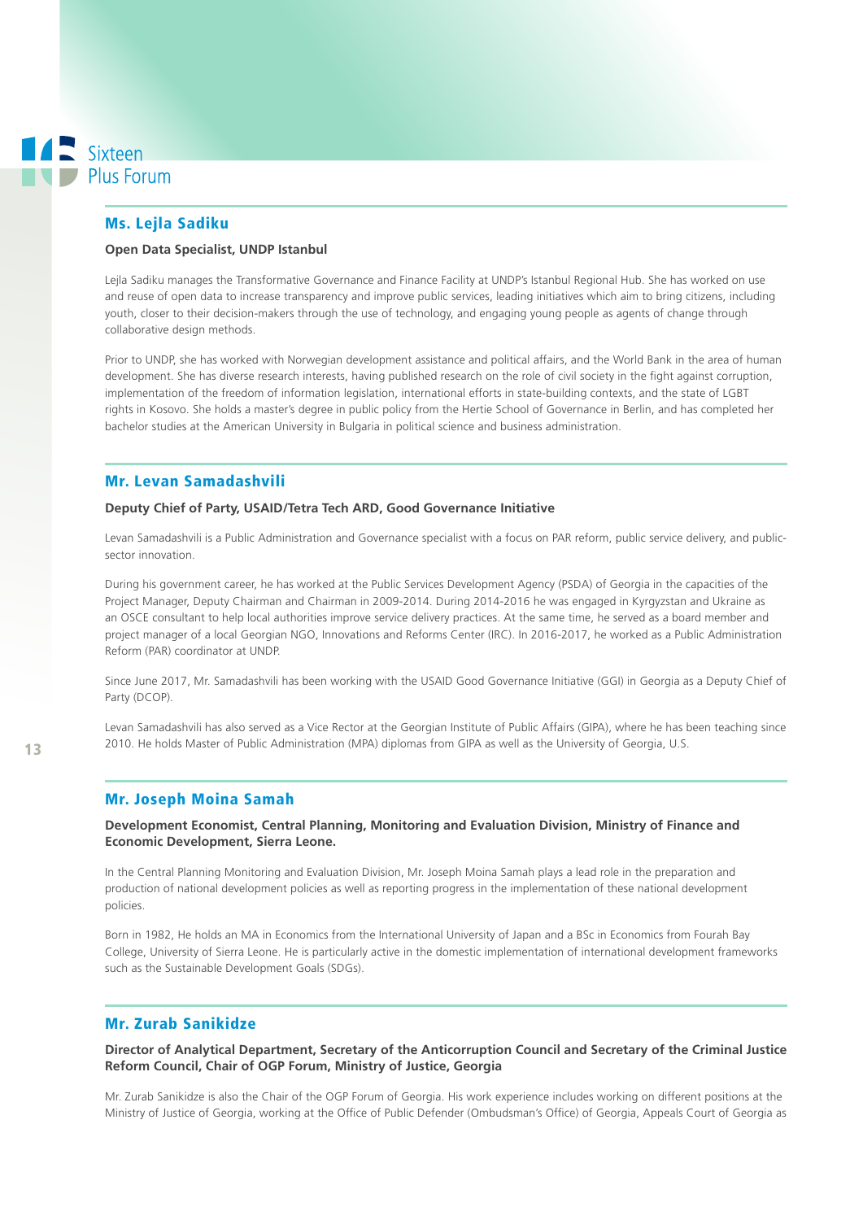## Ms. Lejla Sadiku

**Open Data Specialist, UNDP Istanbul**

Lejla Sadiku manages the Transformative Governance and Finance Facility at UNDP's Istanbul Regional Hub. She has worked on use and reuse of open data to increase transparency and improve public services, leading initiatives which aim to bring citizens, including youth, closer to their decision-makers through the use of technology, and engaging young people as agents of change through collaborative design methods.

Prior to UNDP, she has worked with Norwegian development assistance and political affairs, and the World Bank in the area of human development. She has diverse research interests, having published research on the role of civil society in the fight against corruption, implementation of the freedom of information legislation, international efforts in state-building contexts, and the state of LGBT rights in Kosovo. She holds a master's degree in public policy from the Hertie School of Governance in Berlin, and has completed her bachelor studies at the American University in Bulgaria in political science and business administration.

## Mr. Levan Samadashvili

**Deputy Chief of Party, USAID/Tetra Tech ARD, Good Governance Initiative**

Levan Samadashvili is a Public Administration and Governance specialist with a focus on PAR reform, public service delivery, and public-sector innovation.

During his government career, he has worked at the Public Services Development Agency (PSDA) of Georgia in the capacities of the Project Manager, Deputy Chairman and Chairman in 2009-2014. During 2014-2016 he was engaged in Kyrgyzstan and Ukraine as an OSCE consultant to help local authorities improve service delivery practices. At the same time, he served as a board member and project manager of a local Georgian NGO, Innovations and Reforms Center (IRC). In 2016-2017, he worked as a Public Administration Reform (PAR) coordinator at UNDP.

Since June 2017, Mr. Samadashvili has been working with the USAID Good Governance Initiative (GGI) in Georgia as a Deputy Chief of Party (DCOP).

Levan Samadashvili has also served as a Vice Rector at the Georgian Institute of Public Affairs (GIPA), where he has been teaching since 2010. He holds Master of Public Administration (MPA) diplomas from GIPA as well as the University of Georgia, U.S.

## Mr. Joseph Moina Samah

**Development Economist, Central Planning, Monitoring and Evaluation Division, Ministry of Finance and Economic Development, Sierra Leone.**

In the Central Planning Monitoring and Evaluation Division, Mr. Joseph Moina Samah plays a lead role in the preparation and production of national development policies as well as reporting progress in the implementation of these national development policies.

Born in 1982, He holds an MA in Economics from the International University of Japan and a BSc in Economics from Fourah Bay College, University of Sierra Leone. He is particularly active in the domestic implementation of international development frameworks such as the Sustainable Development Goals (SDGs).

## Mr. Zurab Sanikidze

**Director of Analytical Department, Secretary of the Anticorruption Council and Secretary of the Criminal Justice Reform Council, Chair of OGP Forum, Ministry of Justice, Georgia**

Mr. Zurab Sanikidze is also the Chair of the OGP Forum of Georgia. His work experience includes working on different positions at the Ministry of Justice of Georgia, working at the Office of Public Defender (Ombudsman's Office) of Georgia, Appeals Court of Georgia as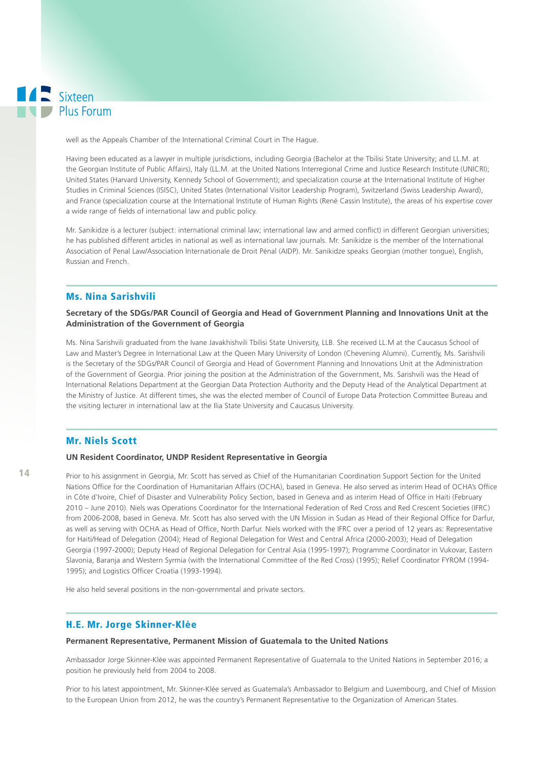well as the Appeals Chamber of the International Criminal Court in The Hague.

Having been educated as a lawyer in multiple jurisdictions, including Georgia (Bachelor at the Tbilisi State University; and LL.M. at the Georgian Institute of Public Affairs), Italy (LL.M. at the United Nations Interregional Crime and Justice Research Institute (UNICRI); United States (Harvard University, Kennedy School of Government); and specialization course at the International Institute of Higher Studies in Criminal Sciences (ISISC), United States (International Visitor Leadership Program), Switzerland (Swiss Leadership Award), and France (specialization course at the International Institute of Human Rights (René Cassin Institute), the areas of his expertise cover a wide range of fields of international law and public policy.

Mr. Sanikidze is a lecturer (subject: international criminal law; international law and armed conflict) in different Georgian universities; he has published different articles in national as well as international law journals. Mr. Sanikidze is the member of the International Association of Penal Law/Association Internationale de Droit Pénal (AIDP). Mr. Sanikidze speaks Georgian (mother tongue), English, Russian and French.

## Ms. Nina Sarishvili

**Secretary of the SDGs/PAR Council of Georgia and Head of Government Planning and Innovations Unit at the Administration of the Government of Georgia**

Ms. Nina Sarishvili graduated from the Ivane Javakhishvili Tbilisi State University, LLB. She received LL.M at the Caucasus School of Law and Master's Degree in International Law at the Queen Mary University of London (Chevening Alumni). Currently, Ms. Sarishvili is the Secretary of the SDGs/PAR Council of Georgia and Head of Government Planning and Innovations Unit at the Administration of the Government of Georgia. Prior joining the position at the Administration of the Government, Ms. Sarishvili was the Head of International Relations Department at the Georgian Data Protection Authority and the Deputy Head of the Analytical Department at the Ministry of Justice. At different times, she was the elected member of Council of Europe Data Protection Committee Bureau and the visiting lecturer in international law at the Ilia State University and Caucasus University.

## Mr. Niels Scott

**UN Resident Coordinator, UNDP Resident Representative in Georgia**

Prior to his assignment in Georgia, Mr. Scott has served as Chief of the Humanitarian Coordination Support Section for the United Nations Office for the Coordination of Humanitarian Affairs (OCHA), based in Geneva. He also served as interim Head of OCHA's Office in Côte d'Ivoire, Chief of Disaster and Vulnerability Policy Section, based in Geneva and as interim Head of Office in Haiti (February 2010 – June 2010). Niels was Operations Coordinator for the International Federation of Red Cross and Red Crescent Societies (IFRC) from 2006-2008, based in Geneva. Mr. Scott has also served with the UN Mission in Sudan as Head of their Regional Office for Darfur, as well as serving with OCHA as Head of Office, North Darfur. Niels worked with the IFRC over a period of 12 years as: Representative for Haiti/Head of Delegation (2004); Head of Regional Delegation for West and Central Africa (2000-2003); Head of Delegation Georgia (1997-2000); Deputy Head of Regional Delegation for Central Asia (1995-1997); Programme Coordinator in Vukovar, Eastern Slavonia, Baranja and Western Syrmia (with the International Committee of the Red Cross) (1995); Relief Coordinator FYROM (1994-1995); and Logistics Officer Croatia (1993-1994).

He also held several positions in the non-governmental and private sectors.

## H.E. Mr. Jorge Skinner-Klée

**Permanent Representative, Permanent Mission of Guatemala to the United Nations**

Ambassador Jorge Skinner-Klée was appointed Permanent Representative of Guatemala to the United Nations in September 2016; a position he previously held from 2004 to 2008.

Prior to his latest appointment, Mr. Skinner-Klée served as Guatemala's Ambassador to Belgium and Luxembourg, and Chief of Mission to the European Union from 2012, he was the country's Permanent Representative to the Organization of American States.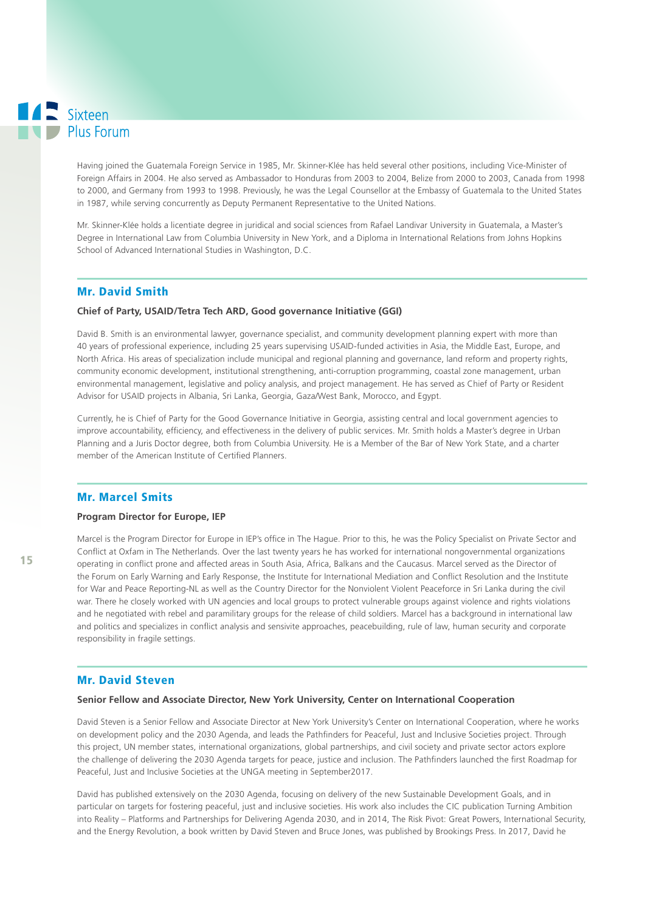Having joined the Guatemala Foreign Service in 1985, Mr. Skinner-Klée has held several other positions, including Vice-Minister of Foreign Affairs in 2004. He also served as Ambassador to Honduras from 2003 to 2004, Belize from 2000 to 2003, Canada from 1998 to 2000, and Germany from 1993 to 1998. Previously, he was the Legal Counsellor at the Embassy of Guatemala to the United States in 1987, while serving concurrently as Deputy Permanent Representative to the United Nations.

Mr. Skinner-Klée holds a licentiate degree in juridical and social sciences from Rafael Landivar University in Guatemala, a Master's Degree in International Law from Columbia University in New York, and a Diploma in International Relations from Johns Hopkins School of Advanced International Studies in Washington, D.C.

## Mr. David Smith

**Chief of Party, USAID/Tetra Tech ARD, Good governance Initiative (GGI)**

David B. Smith is an environmental lawyer, governance specialist, and community development planning expert with more than 40 years of professional experience, including 25 years supervising USAID-funded activities in Asia, the Middle East, Europe, and North Africa. His areas of specialization include municipal and regional planning and governance, land reform and property rights, community economic development, institutional strengthening, anti-corruption programming, coastal zone management, urban environmental management, legislative and policy analysis, and project management. He has served as Chief of Party or Resident Advisor for USAID projects in Albania, Sri Lanka, Georgia, Gaza/West Bank, Morocco, and Egypt.

Currently, he is Chief of Party for the Good Governance Initiative in Georgia, assisting central and local government agencies to improve accountability, efficiency, and effectiveness in the delivery of public services. Mr. Smith holds a Master's degree in Urban Planning and a Juris Doctor degree, both from Columbia University. He is a Member of the Bar of New York State, and a charter member of the American Institute of Certified Planners.

## Mr. Marcel Smits

**Program Director for Europe, IEP**

Marcel is the Program Director for Europe in IEP's office in The Hague. Prior to this, he was the Policy Specialist on Private Sector and Conflict at Oxfam in The Netherlands. Over the last twenty years he has worked for international nongovernmental organizations operating in conflict prone and affected areas in South Asia, Africa, Balkans and the Caucasus. Marcel served as the Director of the Forum on Early Warning and Early Response, the Institute for International Mediation and Conflict Resolution and the Institute for War and Peace Reporting-NL as well as the Country Director for the Nonviolent Violent Peaceforce in Sri Lanka during the civil war. There he closely worked with UN agencies and local groups to protect vulnerable groups against violence and rights violations and he negotiated with rebel and paramilitary groups for the release of child soldiers. Marcel has a background in international law and politics and specializes in conflict analysis and sensivite approaches, peacebuilding, rule of law, human security and corporate responsibility in fragile settings.

## Mr. David Steven

**Senior Fellow and Associate Director, New York University, Center on International Cooperation**

David Steven is a Senior Fellow and Associate Director at New York University's Center on International Cooperation, where he works on development policy and the 2030 Agenda, and leads the Pathfinders for Peaceful, Just and Inclusive Societies project. Through this project, UN member states, international organizations, global partnerships, and civil society and private sector actors explore the challenge of delivering the 2030 Agenda targets for peace, justice and inclusion. The Pathfinders launched the first Roadmap for Peaceful, Just and Inclusive Societies at the UNGA meeting in September2017.

David has published extensively on the 2030 Agenda, focusing on delivery of the new Sustainable Development Goals, and in particular on targets for fostering peaceful, just and inclusive societies. His work also includes the CIC publication Turning Ambition into Reality – Platforms and Partnerships for Delivering Agenda 2030, and in 2014, The Risk Pivot: Great Powers, International Security, and the Energy Revolution, a book written by David Steven and Bruce Jones, was published by Brookings Press. In 2017, David he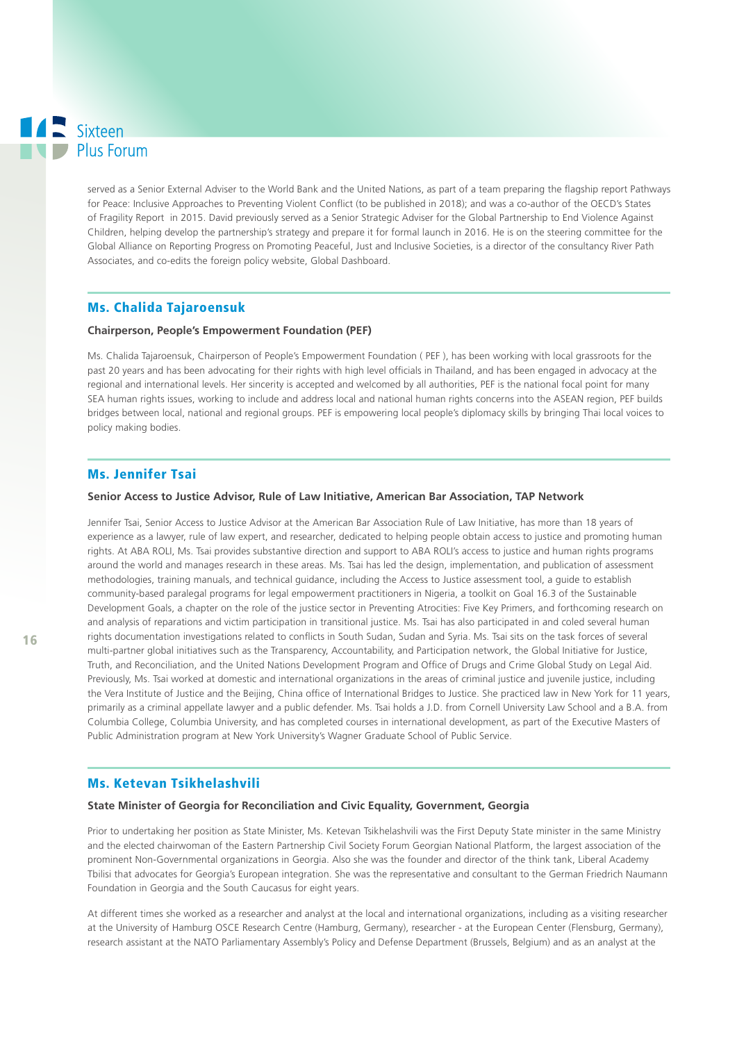served as a Senior External Adviser to the World Bank and the United Nations, as part of a team preparing the flagship report Pathways for Peace: Inclusive Approaches to Preventing Violent Conflict (to be published in 2018); and was a co-author of the OECD's States of Fragility Report in 2015. David previously served as a Senior Strategic Adviser for the Global Partnership to End Violence Against Children, helping develop the partnership's strategy and prepare it for formal launch in 2016. He is on the steering committee for the Global Alliance on Reporting Progress on Promoting Peaceful, Just and Inclusive Societies, is a director of the consultancy River Path Associates, and co-edits the foreign policy website, Global Dashboard.

## Ms. Chalida Tajaroensuk

**Chairperson, People's Empowerment Foundation (PEF)**

Ms. Chalida Tajaroensuk, Chairperson of People's Empowerment Foundation ( PEF ), has been working with local grassroots for the past 20 years and has been advocating for their rights with high level officials in Thailand, and has been engaged in advocacy at the regional and international levels. Her sincerity is accepted and welcomed by all authorities, PEF is the national focal point for many SEA human rights issues, working to include and address local and national human rights concerns into the ASEAN region, PEF builds bridges between local, national and regional groups. PEF is empowering local people's diplomacy skills by bringing Thai local voices to policy making bodies.

## Ms. Jennifer Tsai

**Senior Access to Justice Advisor, Rule of Law Initiative, American Bar Association, TAP Network**

Jennifer Tsai, Senior Access to Justice Advisor at the American Bar Association Rule of Law Initiative, has more than 18 years of experience as a lawyer, rule of law expert, and researcher, dedicated to helping people obtain access to justice and promoting human rights. At ABA ROLI, Ms. Tsai provides substantive direction and support to ABA ROLI's access to justice and human rights programs around the world and manages research in these areas. Ms. Tsai has led the design, implementation, and publication of assessment methodologies, training manuals, and technical guidance, including the Access to Justice assessment tool, a guide to establish community-based paralegal programs for legal empowerment practitioners in Nigeria, a toolkit on Goal 16.3 of the Sustainable Development Goals, a chapter on the role of the justice sector in Preventing Atrocities: Five Key Primers, and forthcoming research on and analysis of reparations and victim participation in transitional justice. Ms. Tsai has also participated in and coled several human rights documentation investigations related to conflicts in South Sudan, Sudan and Syria. Ms. Tsai sits on the task forces of several multi-partner global initiatives such as the Transparency, Accountability, and Participation network, the Global Initiative for Justice, Truth, and Reconciliation, and the United Nations Development Program and Office of Drugs and Crime Global Study on Legal Aid. Previously, Ms. Tsai worked at domestic and international organizations in the areas of criminal justice and juvenile justice, including the Vera Institute of Justice and the Beijing, China office of International Bridges to Justice. She practiced law in New York for 11 years, primarily as a criminal appellate lawyer and a public defender. Ms. Tsai holds a J.D. from Cornell University Law School and a B.A. from Columbia College, Columbia University, and has completed courses in international development, as part of the Executive Masters of Public Administration program at New York University's Wagner Graduate School of Public Service.

## Ms. Ketevan Tsikhelashvili

**State Minister of Georgia for Reconciliation and Civic Equality, Government, Georgia**

Prior to undertaking her position as State Minister, Ms. Ketevan Tsikhelashvili was the First Deputy State minister in the same Ministry and the elected chairwoman of the Eastern Partnership Civil Society Forum Georgian National Platform, the largest association of the prominent Non-Governmental organizations in Georgia. Also she was the founder and director of the think tank, Liberal Academy Tbilisi that advocates for Georgia's European integration. She was the representative and consultant to the German Friedrich Naumann Foundation in Georgia and the South Caucasus for eight years.

At different times she worked as a researcher and analyst at the local and international organizations, including as a visiting researcher at the University of Hamburg OSCE Research Centre (Hamburg, Germany), researcher - at the European Center (Flensburg, Germany), research assistant at the NATO Parliamentary Assembly's Policy and Defense Department (Brussels, Belgium) and as an analyst at the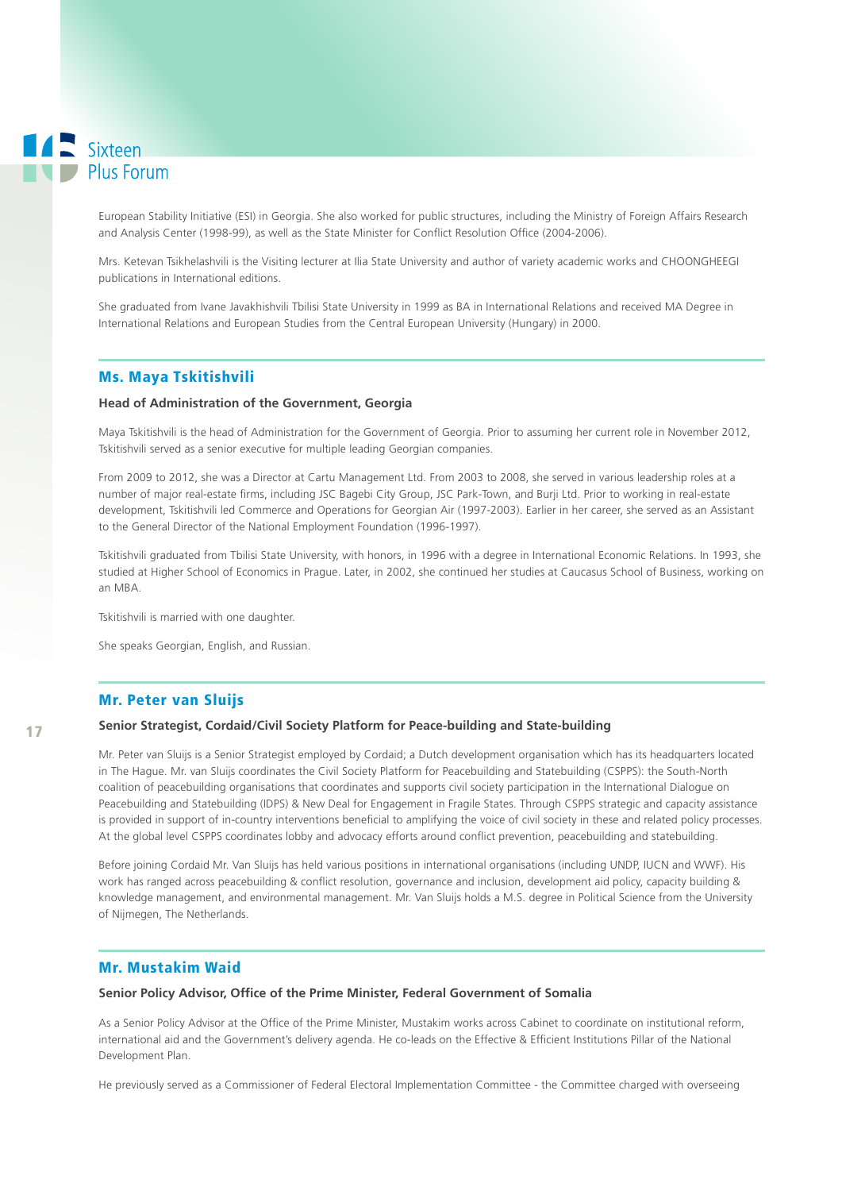European Stability Initiative (ESI) in Georgia. She also worked for public structures, including the Ministry of Foreign Affairs Research and Analysis Center (1998-99), as well as the State Minister for Conflict Resolution Office (2004-2006).

Mrs. Ketevan Tsikhelashvili is the Visiting lecturer at Ilia State University and author of variety academic works and CHOONGHEEGI publications in International editions.

She graduated from Ivane Javakhishvili Tbilisi State University in 1999 as BA in International Relations and received MA Degree in International Relations and European Studies from the Central European University (Hungary) in 2000.

## Ms. Maya Tskitishvili

**Head of Administration of the Government, Georgia**

Maya Tskitishvili is the head of Administration for the Government of Georgia. Prior to assuming her current role in November 2012, Tskitishvili served as a senior executive for multiple leading Georgian companies.

From 2009 to 2012, she was a Director at Cartu Management Ltd. From 2003 to 2008, she served in various leadership roles at a number of major real-estate firms, including JSC Bagebi City Group, JSC Park-Town, and Burji Ltd. Prior to working in real-estate development, Tskitishvili led Commerce and Operations for Georgian Air (1997-2003). Earlier in her career, she served as an Assistant to the General Director of the National Employment Foundation (1996-1997).

Tskitishvili graduated from Tbilisi State University, with honors, in 1996 with a degree in International Economic Relations. In 1993, she studied at Higher School of Economics in Prague. Later, in 2002, she continued her studies at Caucasus School of Business, working on an MBA.

Tskitishvili is married with one daughter.

She speaks Georgian, English, and Russian.

## Mr. Peter van Sluijs

**Senior Strategist, Cordaid/Civil Society Platform for Peace-building and State-building**

Mr. Peter van Sluijs is a Senior Strategist employed by Cordaid; a Dutch development organisation which has its headquarters located in The Hague. Mr. van Sluijs coordinates the Civil Society Platform for Peacebuilding and Statebuilding (CSPPS): the South-North coalition of peacebuilding organisations that coordinates and supports civil society participation in the International Dialogue on Peacebuilding and Statebuilding (IDPS) & New Deal for Engagement in Fragile States. Through CSPPS strategic and capacity assistance is provided in support of in-country interventions beneficial to amplifying the voice of civil society in these and related policy processes. At the global level CSPPS coordinates lobby and advocacy efforts around conflict prevention, peacebuilding and statebuilding.

Before joining Cordaid Mr. Van Sluijs has held various positions in international organisations (including UNDP, IUCN and WWF). His work has ranged across peacebuilding & conflict resolution, governance and inclusion, development aid policy, capacity building & knowledge management, and environmental management. Mr. Van Sluijs holds a M.S. degree in Political Science from the University of Nijmegen, The Netherlands.

## Mr. Mustakim Waid

**Senior Policy Advisor, Office of the Prime Minister, Federal Government of Somalia**

As a Senior Policy Advisor at the Office of the Prime Minister, Mustakim works across Cabinet to coordinate on institutional reform, international aid and the Government's delivery agenda. He co-leads on the Effective & Efficient Institutions Pillar of the National Development Plan.

He previously served as a Commissioner of Federal Electoral Implementation Committee - the Committee charged with overseeing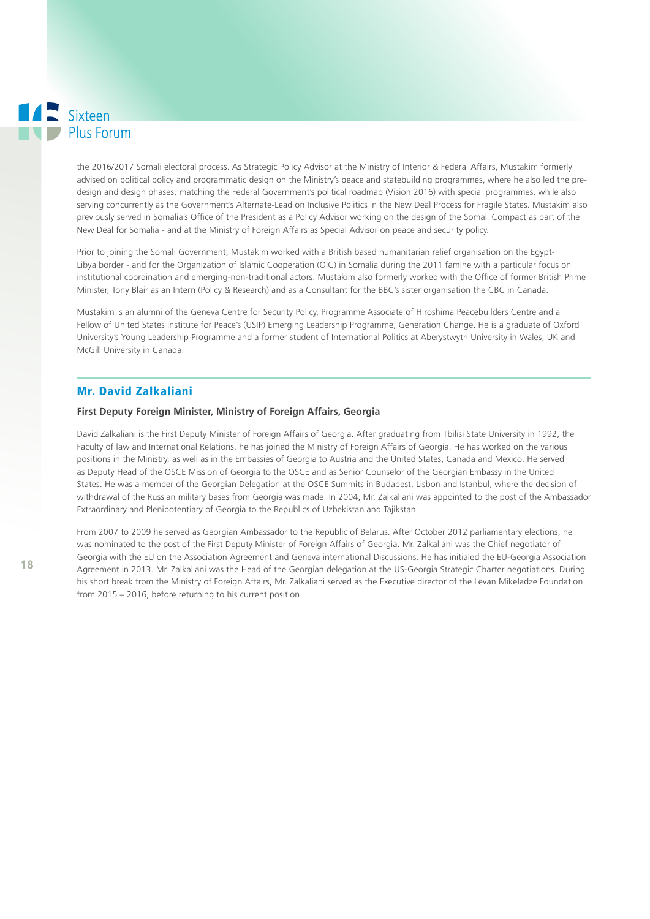the 2016/2017 Somali electoral process. As Strategic Policy Advisor at the Ministry of Interior & Federal Affairs, Mustakim formerly advised on political policy and programmatic design on the Ministry's peace and statebuilding programmes, where he also led the pre-design and design phases, matching the Federal Government's political roadmap (Vision 2016) with special programmes, while also serving concurrently as the Government's Alternate-Lead on Inclusive Politics in the New Deal Process for Fragile States. Mustakim also previously served in Somalia's Office of the President as a Policy Advisor working on the design of the Somali Compact as part of the New Deal for Somalia - and at the Ministry of Foreign Affairs as Special Advisor on peace and security policy.

Prior to joining the Somali Government, Mustakim worked with a British based humanitarian relief organisation on the Egypt-Libya border - and for the Organization of Islamic Cooperation (OIC) in Somalia during the 2011 famine with a particular focus on institutional coordination and emerging-non-traditional actors. Mustakim also formerly worked with the Office of former British Prime Minister, Tony Blair as an Intern (Policy & Research) and as a Consultant for the BBC's sister organisation the CBC in Canada.

Mustakim is an alumni of the Geneva Centre for Security Policy, Programme Associate of Hiroshima Peacebuilders Centre and a Fellow of United States Institute for Peace's (USIP) Emerging Leadership Programme, Generation Change. He is a graduate of Oxford University's Young Leadership Programme and a former student of International Politics at Aberystwyth University in Wales, UK and McGill University in Canada.

## Mr. David Zalkaliani

**First Deputy Foreign Minister, Ministry of Foreign Affairs, Georgia**

David Zalkaliani is the First Deputy Minister of Foreign Affairs of Georgia. After graduating from Tbilisi State University in 1992, the Faculty of law and International Relations, he has joined the Ministry of Foreign Affairs of Georgia. He has worked on the various positions in the Ministry, as well as in the Embassies of Georgia to Austria and the United States, Canada and Mexico. He served as Deputy Head of the OSCE Mission of Georgia to the OSCE and as Senior Counselor of the Georgian Embassy in the United States. He was a member of the Georgian Delegation at the OSCE Summits in Budapest, Lisbon and Istanbul, where the decision of withdrawal of the Russian military bases from Georgia was made. In 2004, Mr. Zalkaliani was appointed to the post of the Ambassador Extraordinary and Plenipotentiary of Georgia to the Republics of Uzbekistan and Tajikstan.

From 2007 to 2009 he served as Georgian Ambassador to the Republic of Belarus. After October 2012 parliamentary elections, he was nominated to the post of the First Deputy Minister of Foreign Affairs of Georgia. Mr. Zalkaliani was the Chief negotiator of Georgia with the EU on the Association Agreement and Geneva international Discussions. He has initialed the EU-Georgia Association Agreement in 2013. Mr. Zalkaliani was the Head of the Georgian delegation at the US-Georgia Strategic Charter negotiations. During his short break from the Ministry of Foreign Affairs, Mr. Zalkaliani served as the Executive director of the Levan Mikeladze Foundation from 2015 – 2016, before returning to his current position.